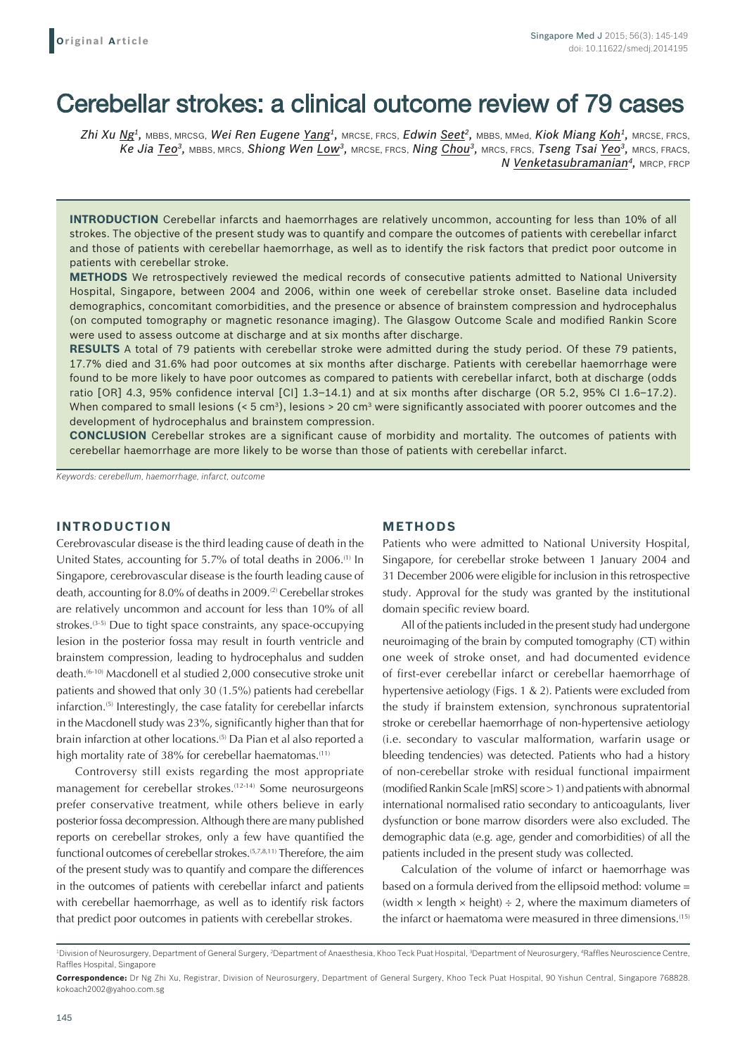Original Article

# Cerebellar strokes: a clinical outcome review of 79 cases

*Zhi Xu Ng[1], MBBS, MRCSG, Wei Ren Eugene Yang[1], MRCSE, FRCS, Edwin Seet[2], MBBS, MMed, Kiok Miang Koh[1], MRCSE, FRCS, Ke Jia Teo[3], MBBS, MRCS, Shiong Wen Low[3], MRCSE, FRCS, Ning Chou[3], MRCS, FRCS, Tseng Tsai Yeo[3], MRCS, FRACS, N Venketasubramanian[4], MRCP, FRCP*

**INTRODUCTION** Cerebellar infarcts and haemorrhages are relatively uncommon, accounting for less than 10% of all strokes. The objective of the present study was to quantify and compare the outcomes of patients with cerebellar infarct and those of patients with cerebellar haemorrhage, as well as to identify the risk factors that predict poor outcome in patients with cerebellar stroke.

**METHODS** We retrospectively reviewed the medical records of consecutive patients admitted to National University Hospital, Singapore, between 2004 and 2006, within one week of cerebellar stroke onset. Baseline data included demographics, concomitant comorbidities, and the presence or absence of brainstem compression and hydrocephalus (on computed tomography or magnetic resonance imaging). The Glasgow Outcome Scale and modified Rankin Score were used to assess outcome at discharge and at six months after discharge.

**RESULTS** A total of 79 patients with cerebellar stroke were admitted during the study period. Of these 79 patients, 17.7% died and 31.6% had poor outcomes at six months after discharge. Patients with cerebellar haemorrhage were found to be more likely to have poor outcomes as compared to patients with cerebellar infarct, both at discharge (odds ratio [OR] 4.3, 95% confidence interval [CI] 1.3–14.1) and at six months after discharge (OR 5.2, 95% CI 1.6–17.2). When compared to small lesions (< 5 $cm^3$), lesions > 20 $cm^3$ were significantly associated with poorer outcomes and the development of hydrocephalus and brainstem compression.

**CONCLUSION** Cerebellar strokes are a significant cause of morbidity and mortality. The outcomes of patients with cerebellar haemorrhage are more likely to be worse than those of patients with cerebellar infarct.

*Keywords: cerebellum, haemorrhage, infarct, outcome*

## INTRODUCTION

Cerebrovascular disease is the third leading cause of death in the United States, accounting for 5.7% of total deaths in 2006.[1] In Singapore, cerebrovascular disease is the fourth leading cause of death, accounting for 8.0% of deaths in 2009.[2] Cerebellar strokes are relatively uncommon and account for less than 10% of all strokes.[3-5] Due to tight space constraints, any space-occupying lesion in the posterior fossa may result in fourth ventricle and brainstem compression, leading to hydrocephalus and sudden death.[6-10] Macdonell et al studied 2,000 consecutive stroke unit patients and showed that only 30 (1.5%) patients had cerebellar infarction.[5] Interestingly, the case fatality for cerebellar infarcts in the Macdonell study was 23%, significantly higher than that for brain infarction at other locations.[5] Da Pian et al also reported a high mortality rate of 38% for cerebellar haematomas.[11]

Controversy still exists regarding the most appropriate management for cerebellar strokes.[12-14] Some neurosurgeons prefer conservative treatment, while others believe in early posterior fossa decompression. Although there are many published reports on cerebellar strokes, only a few have quantified the functional outcomes of cerebellar strokes.[5,7,8,11] Therefore, the aim of the present study was to quantify and compare the differences in the outcomes of patients with cerebellar infarct and patients with cerebellar haemorrhage, as well as to identify risk factors that predict poor outcomes in patients with cerebellar strokes.

## METHODS

Patients who were admitted to National University Hospital, Singapore, for cerebellar stroke between 1 January 2004 and 31 December 2006 were eligible for inclusion in this retrospective study. Approval for the study was granted by the institutional domain specific review board.

All of the patients included in the present study had undergone neuroimaging of the brain by computed tomography (CT) within one week of stroke onset, and had documented evidence of first-ever cerebellar infarct or cerebellar haemorrhage of hypertensive aetiology (Figs. 1 & 2). Patients were excluded from the study if brainstem extension, synchronous supratentorial stroke or cerebellar haemorrhage of non-hypertensive aetiology (i.e. secondary to vascular malformation, warfarin usage or bleeding tendencies) was detected. Patients who had a history of non-cerebellar stroke with residual functional impairment (modified Rankin Scale [mRS] score > 1) and patients with abnormal international normalised ratio secondary to anticoagulants, liver dysfunction or bone marrow disorders were also excluded. The demographic data (e.g. age, gender and comorbidities) of all the patients included in the present study was collected.

Calculation of the volume of infarct or haemorrhage was based on a formula derived from the ellipsoid method: volume = (width × length × height) ÷ 2, where the maximum diameters of the infarct or haematoma were measured in three dimensions.[15]

[1]Division of Neurosurgery, Department of General Surgery, [2]Department of Anaesthesia, Khoo Teck Puat Hospital, [3]Department of Neurosurgery, [4]Raffles Neuroscience Centre, Raffles Hospital, Singapore

**Correspondence:** Dr Ng Zhi Xu, Registrar, Division of Neurosurgery, Department of General Surgery, Khoo Teck Puat Hospital, 90 Yishun Central, Singapore 768828. kokoach2002@yahoo.com.sg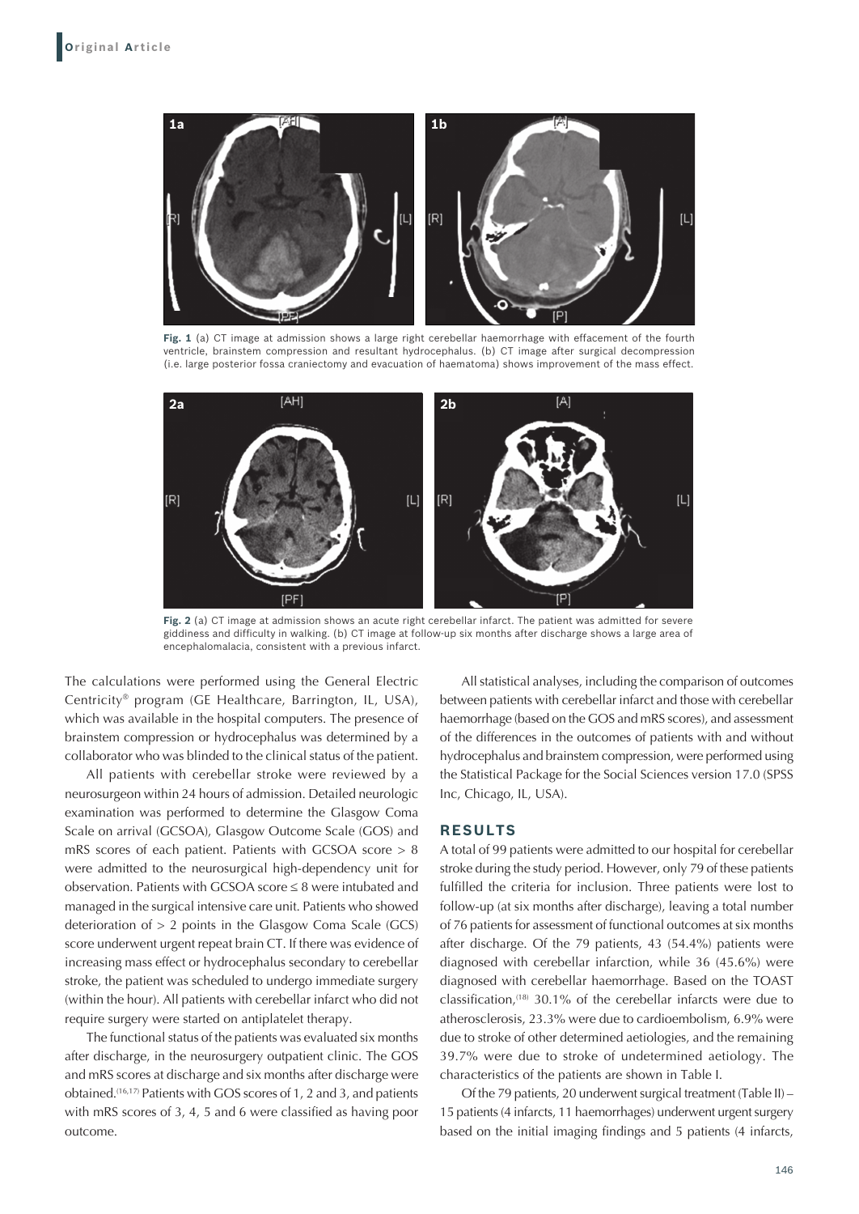Fig. 1 (a) CT image at admission shows a large right cerebellar haemorrhage with effacement of the fourth ventricle, brainstem compression and resultant hydrocephalus. (b) CT image after surgical decompression (i.e. large posterior fossa craniectomy and evacuation of haematoma) shows improvement of the mass effect.

Fig. 2 (a) CT image at admission shows an acute right cerebellar infarct. The patient was admitted for severe giddiness and difficulty in walking. (b) CT image at follow-up six months after discharge shows a large area of encephalomalacia, consistent with a previous infarct.

The calculations were performed using the General Electric Centricity® program (GE Healthcare, Barrington, IL, USA), which was available in the hospital computers. The presence of brainstem compression or hydrocephalus was determined by a collaborator who was blinded to the clinical status of the patient.

All patients with cerebellar stroke were reviewed by a neurosurgeon within 24 hours of admission. Detailed neurologic examination was performed to determine the Glasgow Coma Scale on arrival (GCSOA), Glasgow Outcome Scale (GOS) and mRS scores of each patient. Patients with GCSOA score > 8 were admitted to the neurosurgical high-dependency unit for observation. Patients with GCSOA score ≤ 8 were intubated and managed in the surgical intensive care unit. Patients who showed deterioration of > 2 points in the Glasgow Coma Scale (GCS) score underwent urgent repeat brain CT. If there was evidence of increasing mass effect or hydrocephalus secondary to cerebellar stroke, the patient was scheduled to undergo immediate surgery (within the hour). All patients with cerebellar infarct who did not require surgery were started on antiplatelet therapy.

The functional status of the patients was evaluated six months after discharge, in the neurosurgery outpatient clinic. The GOS and mRS scores at discharge and six months after discharge were obtained.[16,17] Patients with GOS scores of 1, 2 and 3, and patients with mRS scores of 3, 4, 5 and 6 were classified as having poor outcome.

All statistical analyses, including the comparison of outcomes between patients with cerebellar infarct and those with cerebellar haemorrhage (based on the GOS and mRS scores), and assessment of the differences in the outcomes of patients with and without hydrocephalus and brainstem compression, were performed using the Statistical Package for the Social Sciences version 17.0 (SPSS Inc, Chicago, IL, USA).

## RESULTS

A total of 99 patients were admitted to our hospital for cerebellar stroke during the study period. However, only 79 of these patients fulfilled the criteria for inclusion. Three patients were lost to follow-up (at six months after discharge), leaving a total number of 76 patients for assessment of functional outcomes at six months after discharge. Of the 79 patients, 43 (54.4%) patients were diagnosed with cerebellar infarction, while 36 (45.6%) were diagnosed with cerebellar haemorrhage. Based on the TOAST classification,[18] 30.1% of the cerebellar infarcts were due to atherosclerosis, 23.3% were due to cardioembolism, 6.9% were due to stroke of other determined aetiologies, and the remaining 39.7% were due to stroke of undetermined aetiology. The characteristics of the patients are shown in Table I.

Of the 79 patients, 20 underwent surgical treatment (Table II) – 15 patients (4 infarcts, 11 haemorrhages) underwent urgent surgery based on the initial imaging findings and 5 patients (4 infarcts,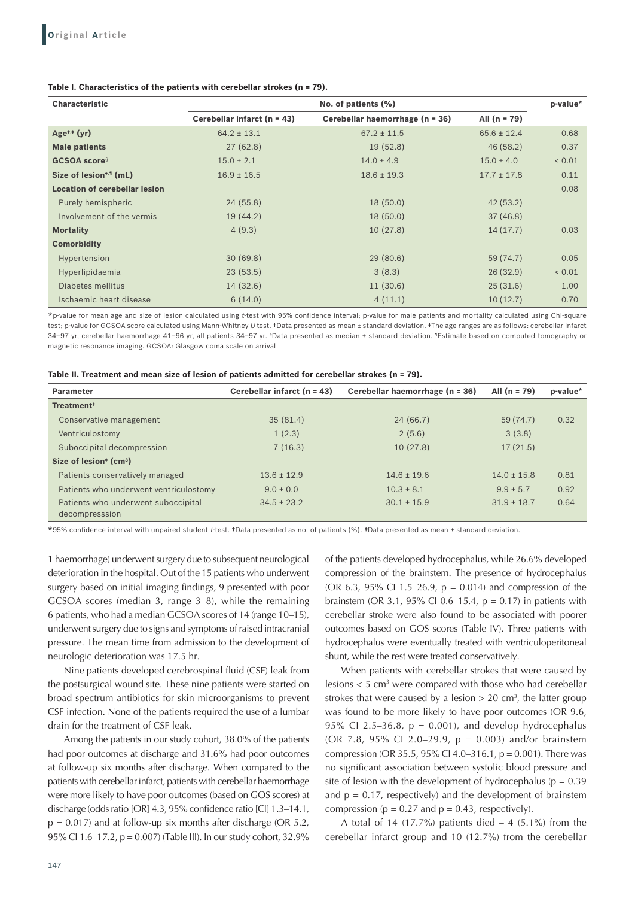**Table I. Characteristics of the patients with cerebellar strokes (n = 79).**

| Characteristic | No. of patients (%) | | | p-value* |
|---|---|---|---|---|
| | Cerebellar infarct (n = 43) | Cerebellar haemorrhage (n = 36) | All (n = 79) | |
| **Age[†,‡] (yr)** | 64.2 ± 13.1 | 67.2 ± 11.5 | 65.6 ± 12.4 | 0.68 |
| **Male patients** | 27 (62.8) | 19 (52.8) | 46 (58.2) | 0.37 |
| **GCSOA score[§]** | 15.0 ± 2.1 | 14.0 ± 4.9 | 15.0 ± 4.0 | < 0.01 |
| **Size of lesion[†,¶] (mL)** | 16.9 ± 16.5 | 18.6 ± 19.3 | 17.7 ± 17.8 | 0.11 |
| **Location of cerebellar lesion** | | | | 0.08 |
| Purely hemispheric | 24 (55.8) | 18 (50.0) | 42 (53.2) | |
| Involvement of the vermis | 19 (44.2) | 18 (50.0) | 37 (46.8) | |
| **Mortality** | 4 (9.3) | 10 (27.8) | 14 (17.7) | 0.03 |
| **Comorbidity** | | | | |
| Hypertension | 30 (69.8) | 29 (80.6) | 59 (74.7) | 0.05 |
| Hyperlipidaemia | 23 (53.5) | 3 (8.3) | 26 (32.9) | < 0.01 |
| Diabetes mellitus | 14 (32.6) | 11 (30.6) | 25 (31.6) | 1.00 |
| Ischaemic heart disease | 6 (14.0) | 4 (11.1) | 10 (12.7) | 0.70 |

*p-value for mean age and size of lesion calculated using *t*-test with 95% confidence interval; p-value for male patients and mortality calculated using Chi-square test; p-value for GCSOA score calculated using Mann-Whitney *U* test. †Data presented as mean ± standard deviation. ‡The age ranges are as follows: cerebellar infarct 34–97 yr, cerebellar haemorrhage 41–96 yr, all patients 34–97 yr. §Data presented as median ± standard deviation. ¶Estimate based on computed tomography or magnetic resonance imaging. GCSOA: Glasgow coma scale on arrival

**Table II. Treatment and mean size of lesion of patients admitted for cerebellar strokes (n = 79).**

| Parameter | Cerebellar infarct (n = 43) | Cerebellar haemorrhage (n = 36) | All (n = 79) | p-value* |
|---|---|---|---|---|
| **Treatment[†]** | | | | |
| Conservative management | 35 (81.4) | 24 (66.7) | 59 (74.7) | 0.32 |
| Ventriculostomy | 1 (2.3) | 2 (5.6) | 3 (3.8) | |
| Suboccipital decompression | 7 (16.3) | 10 (27.8) | 17 (21.5) | |
| **Size of lesion[‡] ($cm^3$)** | | | | |
| Patients conservatively managed | 13.6 ± 12.9 | 14.6 ± 19.6 | 14.0 ± 15.8 | 0.81 |
| Patients who underwent ventriculostomy | 9.0 ± 0.0 | 10.3 ± 8.1 | 9.9 ± 5.7 | 0.92 |
| Patients who underwent suboccipital decompresssion | 34.5 ± 23.2 | 30.1 ± 15.9 | 31.9 ± 18.7 | 0.64 |

*95% confidence interval with unpaired student *t*-test. †Data presented as no. of patients (%). ‡Data presented as mean ± standard deviation.

1 haemorrhage) underwent surgery due to subsequent neurological deterioration in the hospital. Out of the 15 patients who underwent surgery based on initial imaging findings, 9 presented with poor GCSOA scores (median 3, range 3–8), while the remaining 6 patients, who had a median GCSOA scores of 14 (range 10–15), underwent surgery due to signs and symptoms of raised intracranial pressure. The mean time from admission to the development of neurologic deterioration was 17.5 hr.

Nine patients developed cerebrospinal fluid (CSF) leak from the postsurgical wound site. These nine patients were started on broad spectrum antibiotics for skin microorganisms to prevent CSF infection. None of the patients required the use of a lumbar drain for the treatment of CSF leak.

Among the patients in our study cohort, 38.0% of the patients had poor outcomes at discharge and 31.6% had poor outcomes at follow-up six months after discharge. When compared to the patients with cerebellar infarct, patients with cerebellar haemorrhage were more likely to have poor outcomes (based on GOS scores) at discharge (odds ratio [OR] 4.3, 95% confidence ratio [CI] 1.3–14.1, p = 0.017) and at follow-up six months after discharge (OR 5.2, 95% CI 1.6–17.2, p = 0.007) (Table III). In our study cohort, 32.9% of the patients developed hydrocephalus, while 26.6% developed compression of the brainstem. The presence of hydrocephalus (OR 6.3, 95% CI 1.5–26.9, p = 0.014) and compression of the brainstem (OR 3.1, 95% CI 0.6–15.4, p = 0.17) in patients with cerebellar stroke were also found to be associated with poorer outcomes based on GOS scores (Table IV). Three patients with hydrocephalus were eventually treated with ventriculoperitoneal shunt, while the rest were treated conservatively.

When patients with cerebellar strokes that were caused by lesions < 5 $cm^3$ were compared with those who had cerebellar strokes that were caused by a lesion > 20 $cm^3$, the latter group was found to be more likely to have poor outcomes (OR 9.6, 95% CI 2.5–36.8, p = 0.001), and develop hydrocephalus (OR 7.8, 95% CI 2.0–29.9, p = 0.003) and/or brainstem compression (OR 35.5, 95% CI 4.0–316.1, p = 0.001). There was no significant association between systolic blood pressure and site of lesion with the development of hydrocephalus (p = 0.39 and p = 0.17, respectively) and the development of brainstem compression (p = 0.27 and p = 0.43, respectively).

A total of 14 (17.7%) patients died – 4 (5.1%) from the cerebellar infarct group and 10 (12.7%) from the cerebellar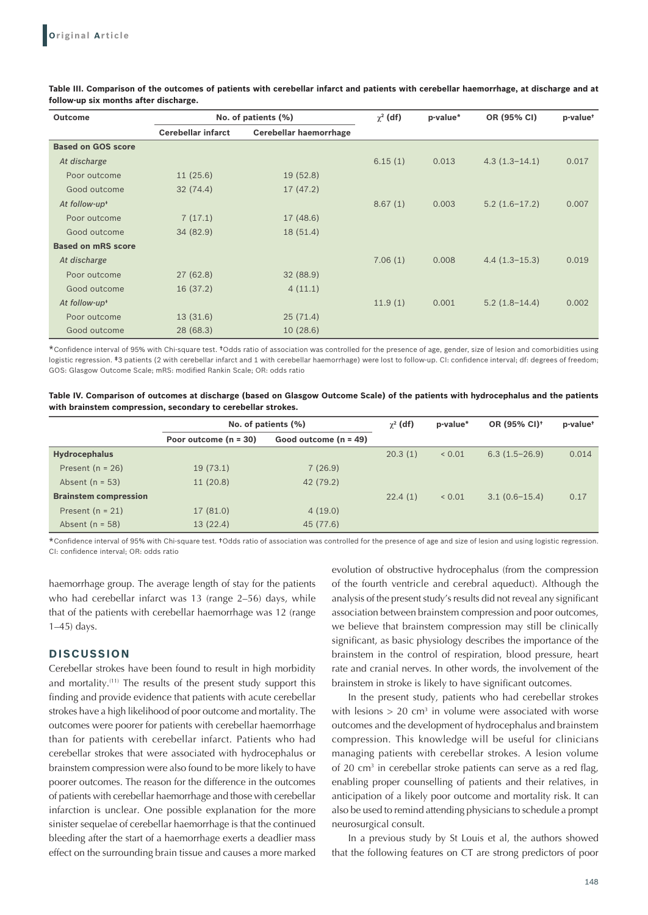**Table III. Comparison of the outcomes of patients with cerebellar infarct and patients with cerebellar haemorrhage, at discharge and at follow-up six months after discharge.**

| Outcome | No. of patients (%) | | $\chi^2$ (df) | p-value* | OR (95% CI) | p-value† |
|---|---|---|---|---|---|---|
| | Cerebellar infarct | Cerebellar haemorrhage | | | | |
| **Based on GOS score** | | | | | | |
| *At discharge* | | | 6.15 (1) | 0.013 | 4.3 (1.3–14.1) | 0.017 |
| Poor outcome | 11 (25.6) | 19 (52.8) | | | | |
| Good outcome | 32 (74.4) | 17 (47.2) | | | | |
| *At follow-up*‡ | | | 8.67 (1) | 0.003 | 5.2 (1.6–17.2) | 0.007 |
| Poor outcome | 7 (17.1) | 17 (48.6) | | | | |
| Good outcome | 34 (82.9) | 18 (51.4) | | | | |
| **Based on mRS score** | | | | | | |
| *At discharge* | | | 7.06 (1) | 0.008 | 4.4 (1.3–15.3) | 0.019 |
| Poor outcome | 27 (62.8) | 32 (88.9) | | | | |
| Good outcome | 16 (37.2) | 4 (11.1) | | | | |
| *At follow-up*‡ | | | 11.9 (1) | 0.001 | 5.2 (1.8–14.4) | 0.002 |
| Poor outcome | 13 (31.6) | 25 (71.4) | | | | |
| Good outcome | 28 (68.3) | 10 (28.6) | | | | |

*Confidence interval of 95% with Chi-square test. †Odds ratio of association was controlled for the presence of age, gender, size of lesion and comorbidities using logistic regression. ‡3 patients (2 with cerebellar infarct and 1 with cerebellar haemorrhage) were lost to follow-up. CI: confidence interval; df: degrees of freedom; GOS: Glasgow Outcome Scale; mRS: modified Rankin Scale; OR: odds ratio

**Table IV. Comparison of outcomes at discharge (based on Glasgow Outcome Scale) of the patients with hydrocephalus and the patients with brainstem compression, secondary to cerebellar strokes.**

| | No. of patients (%) | | $\chi^2$ (df) | p-value* | OR (95% CI)† | p-value† |
|---|---|---|---|---|---|---|
| | Poor outcome (n = 30) | Good outcome (n = 49) | | | | |
| **Hydrocephalus** | | | 20.3 (1) | < 0.01 | 6.3 (1.5–26.9) | 0.014 |
| Present (n = 26) | 19 (73.1) | 7 (26.9) | | | | |
| Absent (n = 53) | 11 (20.8) | 42 (79.2) | | | | |
| **Brainstem compression** | | | 22.4 (1) | < 0.01 | 3.1 (0.6–15.4) | 0.17 |
| Present (n = 21) | 17 (81.0) | 4 (19.0) | | | | |
| Absent (n = 58) | 13 (22.4) | 45 (77.6) | | | | |

*Confidence interval of 95% with Chi-square test. †Odds ratio of association was controlled for the presence of age and size of lesion and using logistic regression. CI: confidence interval; OR: odds ratio

haemorrhage group. The average length of stay for the patients who had cerebellar infarct was 13 (range 2–56) days, while that of the patients with cerebellar haemorrhage was 12 (range 1–45) days.

## DISCUSSION

Cerebellar strokes have been found to result in high morbidity and mortality.[11] The results of the present study support this finding and provide evidence that patients with acute cerebellar strokes have a high likelihood of poor outcome and mortality. The outcomes were poorer for patients with cerebellar haemorrhage than for patients with cerebellar infarct. Patients who had cerebellar strokes that were associated with hydrocephalus or brainstem compression were also found to be more likely to have poorer outcomes. The reason for the difference in the outcomes of patients with cerebellar haemorrhage and those with cerebellar infarction is unclear. One possible explanation for the more sinister sequelae of cerebellar haemorrhage is that the continued bleeding after the start of a haemorrhage exerts a deadlier mass effect on the surrounding brain tissue and causes a more marked evolution of obstructive hydrocephalus (from the compression of the fourth ventricle and cerebral aqueduct). Although the analysis of the present study's results did not reveal any significant association between brainstem compression and poor outcomes, we believe that brainstem compression may still be clinically significant, as basic physiology describes the importance of the brainstem in the control of respiration, blood pressure, heart rate and cranial nerves. In other words, the involvement of the brainstem in stroke is likely to have significant outcomes.

In the present study, patients who had cerebellar strokes with lesions > 20 $cm^3$ in volume were associated with worse outcomes and the development of hydrocephalus and brainstem compression. This knowledge will be useful for clinicians managing patients with cerebellar strokes. A lesion volume of 20 $cm^3$ in cerebellar stroke patients can serve as a red flag, enabling proper counselling of patients and their relatives, in anticipation of a likely poor outcome and mortality risk. It can also be used to remind attending physicians to schedule a prompt neurosurgical consult.

In a previous study by St Louis et al, the authors showed that the following features on CT are strong predictors of poor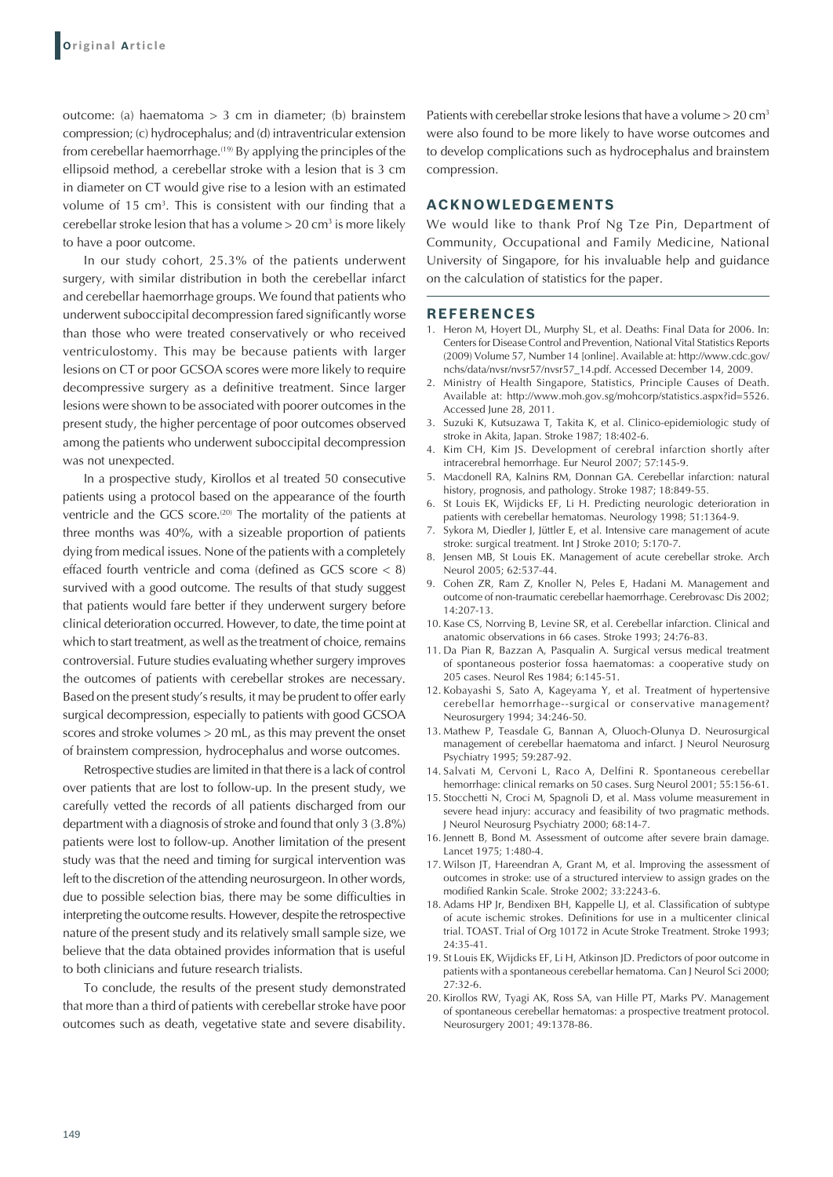outcome: (a) haematoma > 3 cm in diameter; (b) brainstem compression; (c) hydrocephalus; and (d) intraventricular extension from cerebellar haemorrhage.[19] By applying the principles of the ellipsoid method, a cerebellar stroke with a lesion that is 3 cm in diameter on CT would give rise to a lesion with an estimated volume of 15 $cm^3$. This is consistent with our finding that a cerebellar stroke lesion that has a volume > 20 $cm^3$ is more likely to have a poor outcome.

In our study cohort, 25.3% of the patients underwent surgery, with similar distribution in both the cerebellar infarct and cerebellar haemorrhage groups. We found that patients who underwent suboccipital decompression fared significantly worse than those who were treated conservatively or who received ventriculostomy. This may be because patients with larger lesions on CT or poor GCSOA scores were more likely to require decompressive surgery as a definitive treatment. Since larger lesions were shown to be associated with poorer outcomes in the present study, the higher percentage of poor outcomes observed among the patients who underwent suboccipital decompression was not unexpected.

In a prospective study, Kirollos et al treated 50 consecutive patients using a protocol based on the appearance of the fourth ventricle and the GCS score.[20] The mortality of the patients at three months was 40%, with a sizeable proportion of patients dying from medical issues. None of the patients with a completely effaced fourth ventricle and coma (defined as GCS score < 8) survived with a good outcome. The results of that study suggest that patients would fare better if they underwent surgery before clinical deterioration occurred. However, to date, the time point at which to start treatment, as well as the treatment of choice, remains controversial. Future studies evaluating whether surgery improves the outcomes of patients with cerebellar strokes are necessary. Based on the present study's results, it may be prudent to offer early surgical decompression, especially to patients with good GCSOA scores and stroke volumes > 20 mL, as this may prevent the onset of brainstem compression, hydrocephalus and worse outcomes.

Retrospective studies are limited in that there is a lack of control over patients that are lost to follow-up. In the present study, we carefully vetted the records of all patients discharged from our department with a diagnosis of stroke and found that only 3 (3.8%) patients were lost to follow-up. Another limitation of the present study was that the need and timing for surgical intervention was left to the discretion of the attending neurosurgeon. In other words, due to possible selection bias, there may be some difficulties in interpreting the outcome results. However, despite the retrospective nature of the present study and its relatively small sample size, we believe that the data obtained provides information that is useful to both clinicians and future research trialists.

To conclude, the results of the present study demonstrated that more than a third of patients with cerebellar stroke have poor outcomes such as death, vegetative state and severe disability. Patients with cerebellar stroke lesions that have a volume > 20 $cm^3$ were also found to be more likely to have worse outcomes and to develop complications such as hydrocephalus and brainstem compression.

## ACKNOWLEDGEMENTS

We would like to thank Prof Ng Tze Pin, Department of Community, Occupational and Family Medicine, National University of Singapore, for his invaluable help and guidance on the calculation of statistics for the paper.

## REFERENCES

1. Heron M, Hoyert DL, Murphy SL, et al. Deaths: Final Data for 2006. In: Centers for Disease Control and Prevention, National Vital Statistics Reports (2009) Volume 57, Number 14 [online]. Available at: http://www.cdc.gov/nchs/data/nvsr/nvsr57/nvsr57_14.pdf. Accessed December 14, 2009.
2. Ministry of Health Singapore, Statistics, Principle Causes of Death. Available at: http://www.moh.gov.sg/mohcorp/statistics.aspx?id=5526. Accessed June 28, 2011.
3. Suzuki K, Kutsuzawa T, Takita K, et al. Clinico-epidemiologic study of stroke in Akita, Japan. Stroke 1987; 18:402-6.
4. Kim CH, Kim JS. Development of cerebral infarction shortly after intracerebral hemorrhage. Eur Neurol 2007; 57:145-9.
5. Macdonell RA, Kalnins RM, Donnan GA. Cerebellar infarction: natural history, prognosis, and pathology. Stroke 1987; 18:849-55.
6. St Louis EK, Wijdicks EF, Li H. Predicting neurologic deterioration in patients with cerebellar hematomas. Neurology 1998; 51:1364-9.
7. Sykora M, Diedler J, Jüttler E, et al. Intensive care management of acute stroke: surgical treatment. Int J Stroke 2010; 5:170-7.
8. Jensen MB, St Louis EK. Management of acute cerebellar stroke. Arch Neurol 2005; 62:537-44.
9. Cohen ZR, Ram Z, Knoller N, Peles E, Hadani M. Management and outcome of non-traumatic cerebellar haemorrhage. Cerebrovasc Dis 2002; 14:207-13.
10. Kase CS, Norrving B, Levine SR, et al. Cerebellar infarction. Clinical and anatomic observations in 66 cases. Stroke 1993; 24:76-83.
11. Da Pian R, Bazzan A, Pasqualin A. Surgical versus medical treatment of spontaneous posterior fossa haematomas: a cooperative study on 205 cases. Neurol Res 1984; 6:145-51.
12. Kobayashi S, Sato A, Kageyama Y, et al. Treatment of hypertensive cerebellar hemorrhage--surgical or conservative management? Neurosurgery 1994; 34:246-50.
13. Mathew P, Teasdale G, Bannan A, Oluoch-Olunya D. Neurosurgical management of cerebellar haematoma and infarct. J Neurol Neurosurg Psychiatry 1995; 59:287-92.
14. Salvati M, Cervoni L, Raco A, Delfini R. Spontaneous cerebellar hemorrhage: clinical remarks on 50 cases. Surg Neurol 2001; 55:156-61.
15. Stocchetti N, Croci M, Spagnoli D, et al. Mass volume measurement in severe head injury: accuracy and feasibility of two pragmatic methods. J Neurol Neurosurg Psychiatry 2000; 68:14-7.
16. Jennett B, Bond M. Assessment of outcome after severe brain damage. Lancet 1975; 1:480-4.
17. Wilson JT, Hareendran A, Grant M, et al. Improving the assessment of outcomes in stroke: use of a structured interview to assign grades on the modified Rankin Scale. Stroke 2002; 33:2243-6.
18. Adams HP Jr, Bendixen BH, Kappelle LJ, et al. Classification of subtype of acute ischemic strokes. Definitions for use in a multicenter clinical trial. TOAST. Trial of Org 10172 in Acute Stroke Treatment. Stroke 1993; 24:35-41.
19. St Louis EK, Wijdicks EF, Li H, Atkinson JD. Predictors of poor outcome in patients with a spontaneous cerebellar hematoma. Can J Neurol Sci 2000; 27:32-6.
20. Kirollos RW, Tyagi AK, Ross SA, van Hille PT, Marks PV. Management of spontaneous cerebellar hematomas: a prospective treatment protocol. Neurosurgery 2001; 49:1378-86.